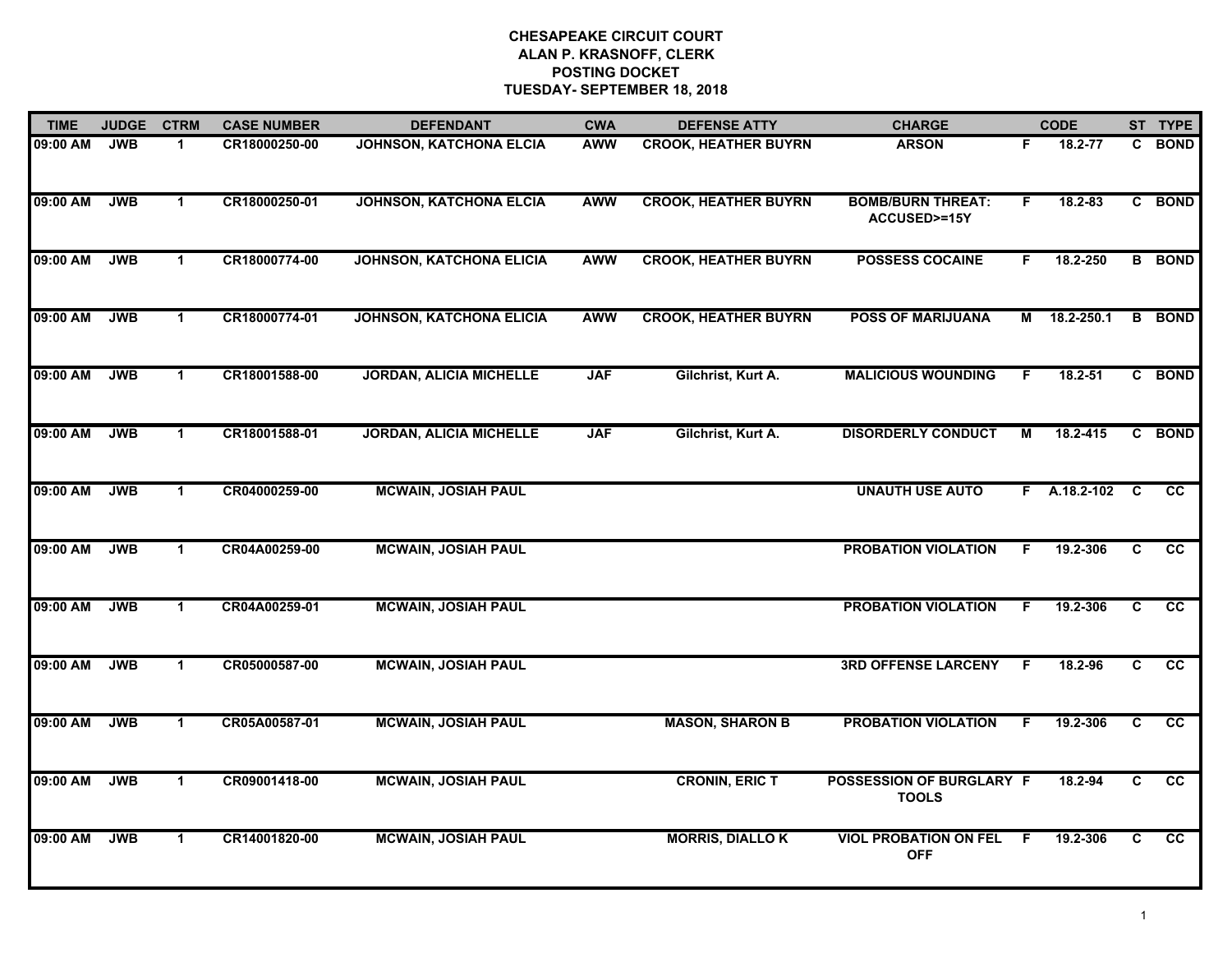# CHESAPEAKE CIRCUIT COURT
## ALAN P. KRASNOFF, CLERK
## POSTING DOCKET
## TUESDAY- SEPTEMBER 18, 2018

| TIME | JUDGE | CTRM | CASE NUMBER | DEFENDANT | CWA | DEFENSE ATTY | CHARGE | | CODE | ST | TYPE |
|---|---|---|---|---|---|---|---|---|---|---|---|
| 09:00 AM | JWB | 1 | CR18000250-00 | JOHNSON, KATCHONA ELCIA | AWW | CROOK, HEATHER BUYRN | ARSON | F | 18.2-77 | C | BOND |
| 09:00 AM | JWB | 1 | CR18000250-01 | JOHNSON, KATCHONA ELCIA | AWW | CROOK, HEATHER BUYRN | BOMB/BURN THREAT: ACCUSED>=15Y | F | 18.2-83 | C | BOND |
| 09:00 AM | JWB | 1 | CR18000774-00 | JOHNSON, KATCHONA ELICIA | AWW | CROOK, HEATHER BUYRN | POSSESS COCAINE | F | 18.2-250 | B | BOND |
| 09:00 AM | JWB | 1 | CR18000774-01 | JOHNSON, KATCHONA ELICIA | AWW | CROOK, HEATHER BUYRN | POSS OF MARIJUANA | M | 18.2-250.1 | B | BOND |
| 09:00 AM | JWB | 1 | CR18001588-00 | JORDAN, ALICIA MICHELLE | JAF | Gilchrist, Kurt A. | MALICIOUS WOUNDING | F | 18.2-51 | C | BOND |
| 09:00 AM | JWB | 1 | CR18001588-01 | JORDAN, ALICIA MICHELLE | JAF | Gilchrist, Kurt A. | DISORDERLY CONDUCT | M | 18.2-415 | C | BOND |
| 09:00 AM | JWB | 1 | CR04000259-00 | MCWAIN, JOSIAH PAUL | | | UNAUTH USE AUTO | F | A.18.2-102 | C | CC |
| 09:00 AM | JWB | 1 | CR04A00259-00 | MCWAIN, JOSIAH PAUL | | | PROBATION VIOLATION | F | 19.2-306 | C | CC |
| 09:00 AM | JWB | 1 | CR04A00259-01 | MCWAIN, JOSIAH PAUL | | | PROBATION VIOLATION | F | 19.2-306 | C | CC |
| 09:00 AM | JWB | 1 | CR05000587-00 | MCWAIN, JOSIAH PAUL | | | 3RD OFFENSE LARCENY | F | 18.2-96 | C | CC |
| 09:00 AM | JWB | 1 | CR05A00587-01 | MCWAIN, JOSIAH PAUL | | MASON, SHARON B | PROBATION VIOLATION | F | 19.2-306 | C | CC |
| 09:00 AM | JWB | 1 | CR09001418-00 | MCWAIN, JOSIAH PAUL | | CRONIN, ERIC T | POSSESSION OF BURGLARY TOOLS | F | 18.2-94 | C | CC |
| 09:00 AM | JWB | 1 | CR14001820-00 | MCWAIN, JOSIAH PAUL | | MORRIS, DIALLO K | VIOL PROBATION ON FEL OFF | F | 19.2-306 | C | CC |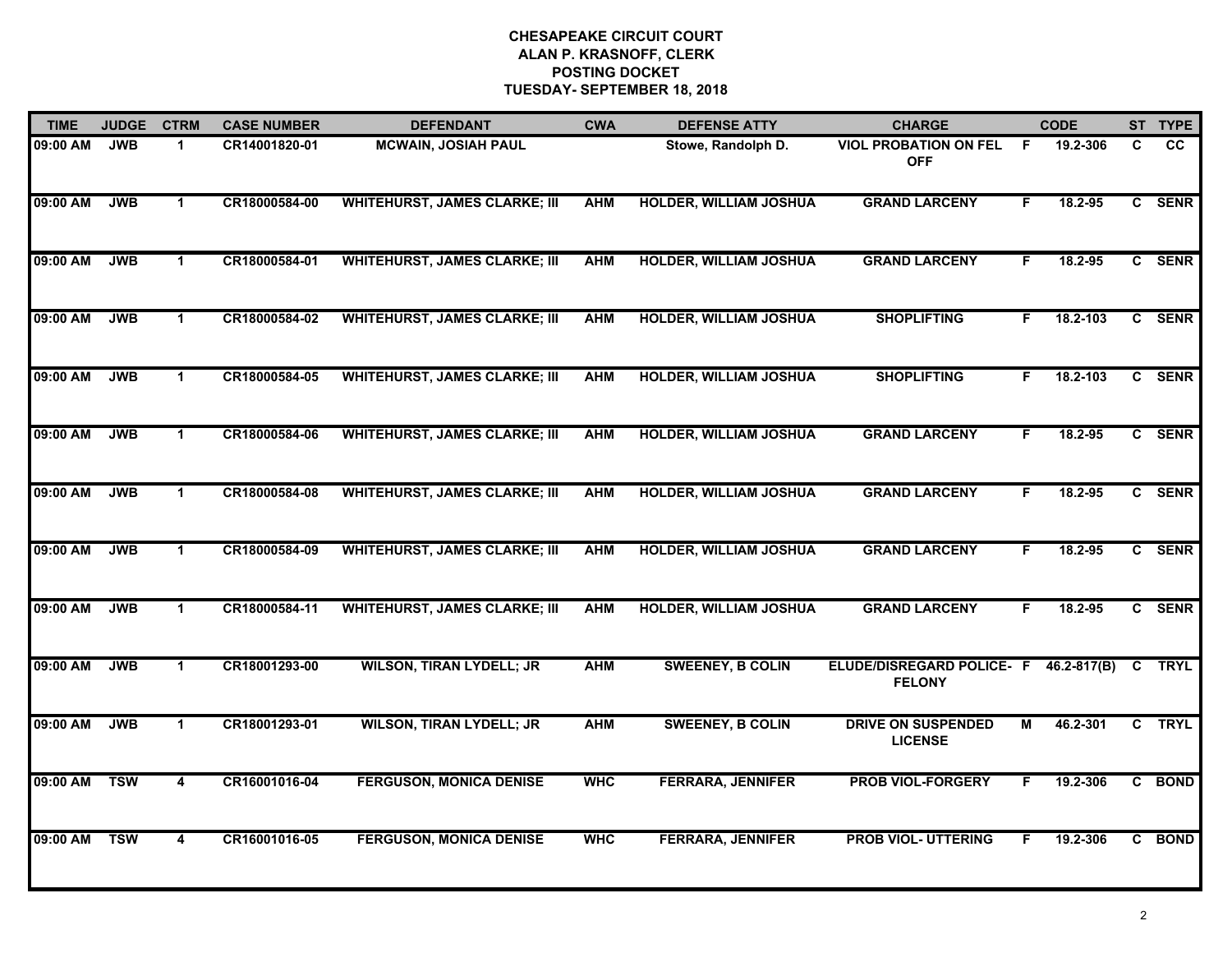# CHESAPEAKE CIRCUIT COURT
## ALAN P. KRASNOFF, CLERK
## POSTING DOCKET
## TUESDAY- SEPTEMBER 18, 2018

| TIME | JUDGE | CTRM | CASE NUMBER | DEFENDANT | CWA | DEFENSE ATTY | CHARGE | | CODE | ST | TYPE |
|---|---|---|---|---|---|---|---|---|---|---|---|
| 09:00 AM | JWB | 1 | CR14001820-01 | MCWAIN, JOSIAH PAUL | | Stowe, Randolph D. | VIOL PROBATION ON FEL OFF | F | 19.2-306 | C | CC |
| 09:00 AM | JWB | 1 | CR18000584-00 | WHITEHURST, JAMES CLARKE; III | AHM | HOLDER, WILLIAM JOSHUA | GRAND LARCENY | F | 18.2-95 | C | SENR |
| 09:00 AM | JWB | 1 | CR18000584-01 | WHITEHURST, JAMES CLARKE; III | AHM | HOLDER, WILLIAM JOSHUA | GRAND LARCENY | F | 18.2-95 | C | SENR |
| 09:00 AM | JWB | 1 | CR18000584-02 | WHITEHURST, JAMES CLARKE; III | AHM | HOLDER, WILLIAM JOSHUA | SHOPLIFTING | F | 18.2-103 | C | SENR |
| 09:00 AM | JWB | 1 | CR18000584-05 | WHITEHURST, JAMES CLARKE; III | AHM | HOLDER, WILLIAM JOSHUA | SHOPLIFTING | F | 18.2-103 | C | SENR |
| 09:00 AM | JWB | 1 | CR18000584-06 | WHITEHURST, JAMES CLARKE; III | AHM | HOLDER, WILLIAM JOSHUA | GRAND LARCENY | F | 18.2-95 | C | SENR |
| 09:00 AM | JWB | 1 | CR18000584-08 | WHITEHURST, JAMES CLARKE; III | AHM | HOLDER, WILLIAM JOSHUA | GRAND LARCENY | F | 18.2-95 | C | SENR |
| 09:00 AM | JWB | 1 | CR18000584-09 | WHITEHURST, JAMES CLARKE; III | AHM | HOLDER, WILLIAM JOSHUA | GRAND LARCENY | F | 18.2-95 | C | SENR |
| 09:00 AM | JWB | 1 | CR18000584-11 | WHITEHURST, JAMES CLARKE; III | AHM | HOLDER, WILLIAM JOSHUA | GRAND LARCENY | F | 18.2-95 | C | SENR |
| 09:00 AM | JWB | 1 | CR18001293-00 | WILSON, TIRAN LYDELL; JR | AHM | SWEENEY, B COLIN | ELUDE/DISREGARD POLICE- FELONY | F | 46.2-817(B) | C | TRYL |
| 09:00 AM | JWB | 1 | CR18001293-01 | WILSON, TIRAN LYDELL; JR | AHM | SWEENEY, B COLIN | DRIVE ON SUSPENDED LICENSE | M | 46.2-301 | C | TRYL |
| 09:00 AM | TSW | 4 | CR16001016-04 | FERGUSON, MONICA DENISE | WHC | FERRARA, JENNIFER | PROB VIOL-FORGERY | F | 19.2-306 | C | BOND |
| 09:00 AM | TSW | 4 | CR16001016-05 | FERGUSON, MONICA DENISE | WHC | FERRARA, JENNIFER | PROB VIOL- UTTERING | F | 19.2-306 | C | BOND |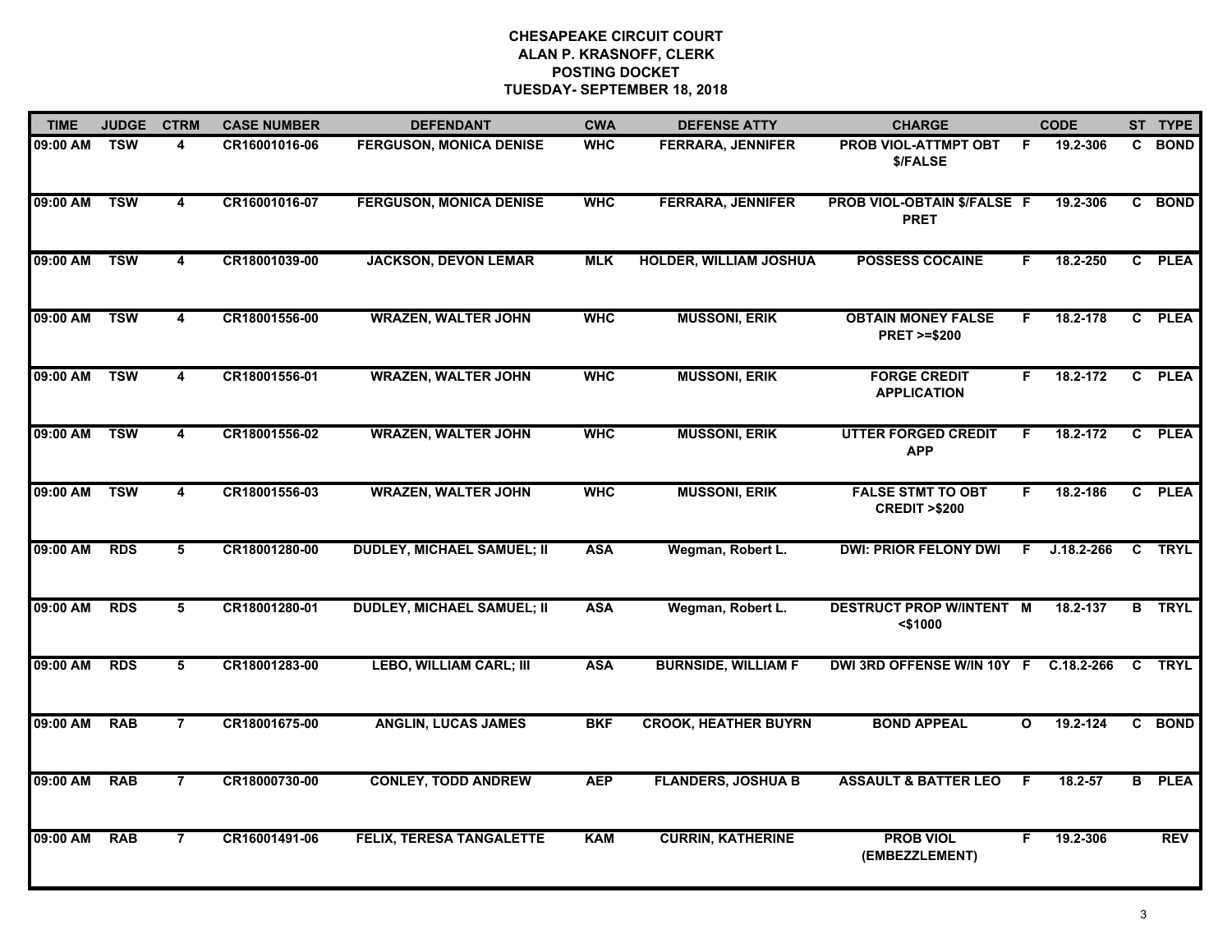# CHESAPEAKE CIRCUIT COURT
## ALAN P. KRASNOFF, CLERK
## POSTING DOCKET
## TUESDAY- SEPTEMBER 18, 2018

| TIME | JUDGE | CTRM | CASE NUMBER | DEFENDANT | CWA | DEFENSE ATTY | CHARGE | | CODE | ST | TYPE |
|---|---|---|---|---|---|---|---|---|---|---|---|
| 09:00 AM | TSW | 4 | CR16001016-06 | FERGUSON, MONICA DENISE | WHC | FERRARA, JENNIFER | PROB VIOL-ATTMPT OBT $/FALSE | F | 19.2-306 | C | BOND |
| 09:00 AM | TSW | 4 | CR16001016-07 | FERGUSON, MONICA DENISE | WHC | FERRARA, JENNIFER | PROB VIOL-OBTAIN $/FALSE PRET | F | 19.2-306 | C | BOND |
| 09:00 AM | TSW | 4 | CR18001039-00 | JACKSON, DEVON LEMAR | MLK | HOLDER, WILLIAM JOSHUA | POSSESS COCAINE | F | 18.2-250 | C | PLEA |
| 09:00 AM | TSW | 4 | CR18001556-00 | WRAZEN, WALTER JOHN | WHC | MUSSONI, ERIK | OBTAIN MONEY FALSE PRET >=$200 | F | 18.2-178 | C | PLEA |
| 09:00 AM | TSW | 4 | CR18001556-01 | WRAZEN, WALTER JOHN | WHC | MUSSONI, ERIK | FORGE CREDIT APPLICATION | F | 18.2-172 | C | PLEA |
| 09:00 AM | TSW | 4 | CR18001556-02 | WRAZEN, WALTER JOHN | WHC | MUSSONI, ERIK | UTTER FORGED CREDIT APP | F | 18.2-172 | C | PLEA |
| 09:00 AM | TSW | 4 | CR18001556-03 | WRAZEN, WALTER JOHN | WHC | MUSSONI, ERIK | FALSE STMT TO OBT CREDIT >$200 | F | 18.2-186 | C | PLEA |
| 09:00 AM | RDS | 5 | CR18001280-00 | DUDLEY, MICHAEL SAMUEL; II | ASA | Wegman, Robert L. | DWI: PRIOR FELONY DWI | F | J.18.2-266 | C | TRYL |
| 09:00 AM | RDS | 5 | CR18001280-01 | DUDLEY, MICHAEL SAMUEL; II | ASA | Wegman, Robert L. | DESTRUCT PROP W/INTENT <$1000 | M | 18.2-137 | B | TRYL |
| 09:00 AM | RDS | 5 | CR18001283-00 | LEBO, WILLIAM CARL; III | ASA | BURNSIDE, WILLIAM F | DWI 3RD OFFENSE W/IN 10Y | F | C.18.2-266 | C | TRYL |
| 09:00 AM | RAB | 7 | CR18001675-00 | ANGLIN, LUCAS JAMES | BKF | CROOK, HEATHER BUYRN | BOND APPEAL | O | 19.2-124 | C | BOND |
| 09:00 AM | RAB | 7 | CR18000730-00 | CONLEY, TODD ANDREW | AEP | FLANDERS, JOSHUA B | ASSAULT & BATTER LEO | F | 18.2-57 | B | PLEA |
| 09:00 AM | RAB | 7 | CR16001491-06 | FELIX, TERESA TANGALETTE | KAM | CURRIN, KATHERINE | PROB VIOL (EMBEZZLEMENT) | F | 19.2-306 | | REV |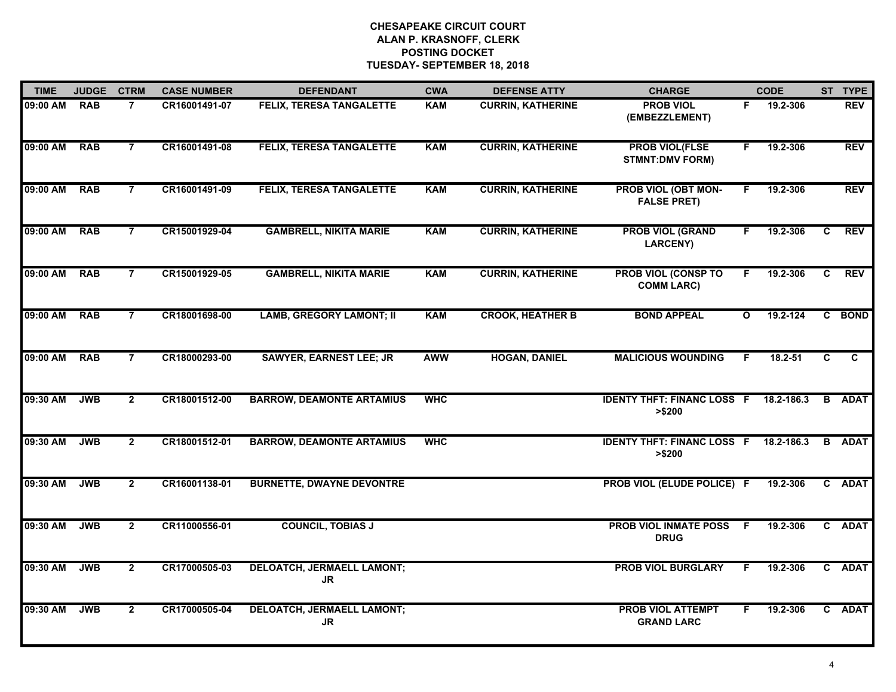# CHESAPEAKE CIRCUIT COURT
## ALAN P. KRASNOFF, CLERK
## POSTING DOCKET
## TUESDAY- SEPTEMBER 18, 2018

| TIME | JUDGE | CTRM | CASE NUMBER | DEFENDANT | CWA | DEFENSE ATTY | CHARGE | | CODE | ST | TYPE |
|---|---|---|---|---|---|---|---|---|---|---|---|
| 09:00 AM | RAB | 7 | CR16001491-07 | FELIX, TERESA TANGALETTE | KAM | CURRIN, KATHERINE | PROB VIOL (EMBEZZLEMENT) | F | 19.2-306 | | REV |
| 09:00 AM | RAB | 7 | CR16001491-08 | FELIX, TERESA TANGALETTE | KAM | CURRIN, KATHERINE | PROB VIOL(FLSE STMNT:DMV FORM) | F | 19.2-306 | | REV |
| 09:00 AM | RAB | 7 | CR16001491-09 | FELIX, TERESA TANGALETTE | KAM | CURRIN, KATHERINE | PROB VIOL (OBT MON-FALSE PRET) | F | 19.2-306 | | REV |
| 09:00 AM | RAB | 7 | CR15001929-04 | GAMBRELL, NIKITA MARIE | KAM | CURRIN, KATHERINE | PROB VIOL (GRAND LARCENY) | F | 19.2-306 | C | REV |
| 09:00 AM | RAB | 7 | CR15001929-05 | GAMBRELL, NIKITA MARIE | KAM | CURRIN, KATHERINE | PROB VIOL (CONSP TO COMM LARC) | F | 19.2-306 | C | REV |
| 09:00 AM | RAB | 7 | CR18001698-00 | LAMB, GREGORY LAMONT; II | KAM | CROOK, HEATHER B | BOND APPEAL | O | 19.2-124 | C | BOND |
| 09:00 AM | RAB | 7 | CR18000293-00 | SAWYER, EARNEST LEE; JR | AWW | HOGAN, DANIEL | MALICIOUS WOUNDING | F | 18.2-51 | C | C |
| 09:30 AM | JWB | 2 | CR18001512-00 | BARROW, DEAMONTE ARTAMIUS | WHC | | IDENTY THFT: FINANC LOSS >$200 | F | 18.2-186.3 | B | ADAT |
| 09:30 AM | JWB | 2 | CR18001512-01 | BARROW, DEAMONTE ARTAMIUS | WHC | | IDENTY THFT: FINANC LOSS >$200 | F | 18.2-186.3 | B | ADAT |
| 09:30 AM | JWB | 2 | CR16001138-01 | BURNETTE, DWAYNE DEVONTRE | | | PROB VIOL (ELUDE POLICE) | F | 19.2-306 | C | ADAT |
| 09:30 AM | JWB | 2 | CR11000556-01 | COUNCIL, TOBIAS J | | | PROB VIOL INMATE POSS DRUG | F | 19.2-306 | C | ADAT |
| 09:30 AM | JWB | 2 | CR17000505-03 | DELOATCH, JERMAELL LAMONT; JR | | | PROB VIOL BURGLARY | F | 19.2-306 | C | ADAT |
| 09:30 AM | JWB | 2 | CR17000505-04 | DELOATCH, JERMAELL LAMONT; JR | | | PROB VIOL ATTEMPT GRAND LARC | F | 19.2-306 | C | ADAT |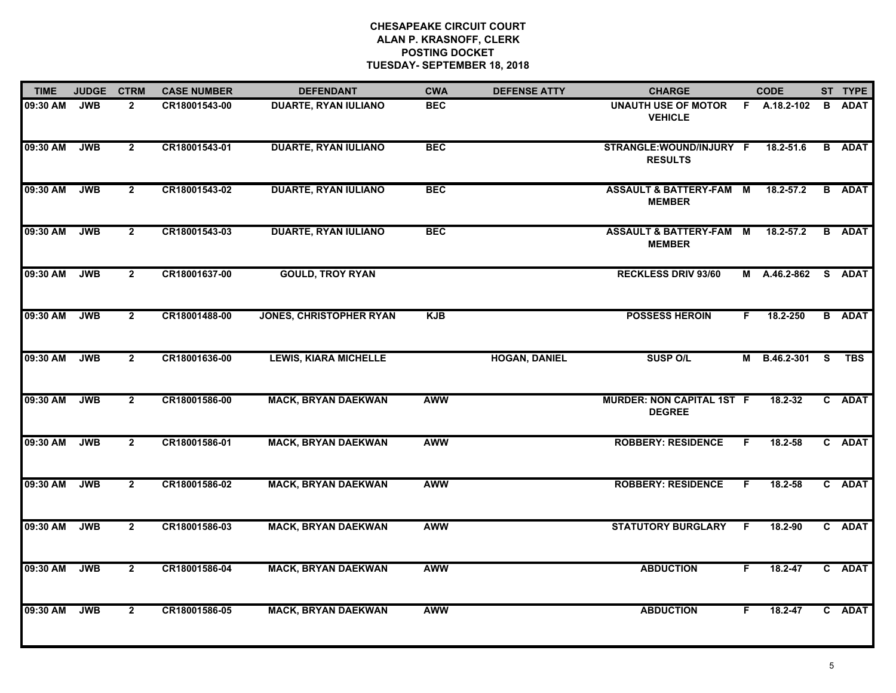# CHESAPEAKE CIRCUIT COURT
## ALAN P. KRASNOFF, CLERK
## POSTING DOCKET
## TUESDAY- SEPTEMBER 18, 2018

| TIME | JUDGE | CTRM | CASE NUMBER | DEFENDANT | CWA | DEFENSE ATTY | CHARGE | | CODE | ST | TYPE |
|---|---|---|---|---|---|---|---|---|---|---|---|
| 09:30 AM | JWB | 2 | CR18001543-00 | DUARTE, RYAN IULIANO | BEC | | UNAUTH USE OF MOTOR VEHICLE | F | A.18.2-102 | B | ADAT |
| 09:30 AM | JWB | 2 | CR18001543-01 | DUARTE, RYAN IULIANO | BEC | | STRANGLE:WOUND/INJURY RESULTS | F | 18.2-51.6 | B | ADAT |
| 09:30 AM | JWB | 2 | CR18001543-02 | DUARTE, RYAN IULIANO | BEC | | ASSAULT & BATTERY-FAM MEMBER | M | 18.2-57.2 | B | ADAT |
| 09:30 AM | JWB | 2 | CR18001543-03 | DUARTE, RYAN IULIANO | BEC | | ASSAULT & BATTERY-FAM MEMBER | M | 18.2-57.2 | B | ADAT |
| 09:30 AM | JWB | 2 | CR18001637-00 | GOULD, TROY RYAN | | | RECKLESS DRIV 93/60 | M | A.46.2-862 | S | ADAT |
| 09:30 AM | JWB | 2 | CR18001488-00 | JONES, CHRISTOPHER RYAN | KJB | | POSSESS HEROIN | F | 18.2-250 | B | ADAT |
| 09:30 AM | JWB | 2 | CR18001636-00 | LEWIS, KIARA MICHELLE | | HOGAN, DANIEL | SUSP O/L | M | B.46.2-301 | S | TBS |
| 09:30 AM | JWB | 2 | CR18001586-00 | MACK, BRYAN DAEKWAN | AWW | | MURDER: NON CAPITAL 1ST DEGREE | F | 18.2-32 | C | ADAT |
| 09:30 AM | JWB | 2 | CR18001586-01 | MACK, BRYAN DAEKWAN | AWW | | ROBBERY: RESIDENCE | F | 18.2-58 | C | ADAT |
| 09:30 AM | JWB | 2 | CR18001586-02 | MACK, BRYAN DAEKWAN | AWW | | ROBBERY: RESIDENCE | F | 18.2-58 | C | ADAT |
| 09:30 AM | JWB | 2 | CR18001586-03 | MACK, BRYAN DAEKWAN | AWW | | STATUTORY BURGLARY | F | 18.2-90 | C | ADAT |
| 09:30 AM | JWB | 2 | CR18001586-04 | MACK, BRYAN DAEKWAN | AWW | | ABDUCTION | F | 18.2-47 | C | ADAT |
| 09:30 AM | JWB | 2 | CR18001586-05 | MACK, BRYAN DAEKWAN | AWW | | ABDUCTION | F | 18.2-47 | C | ADAT |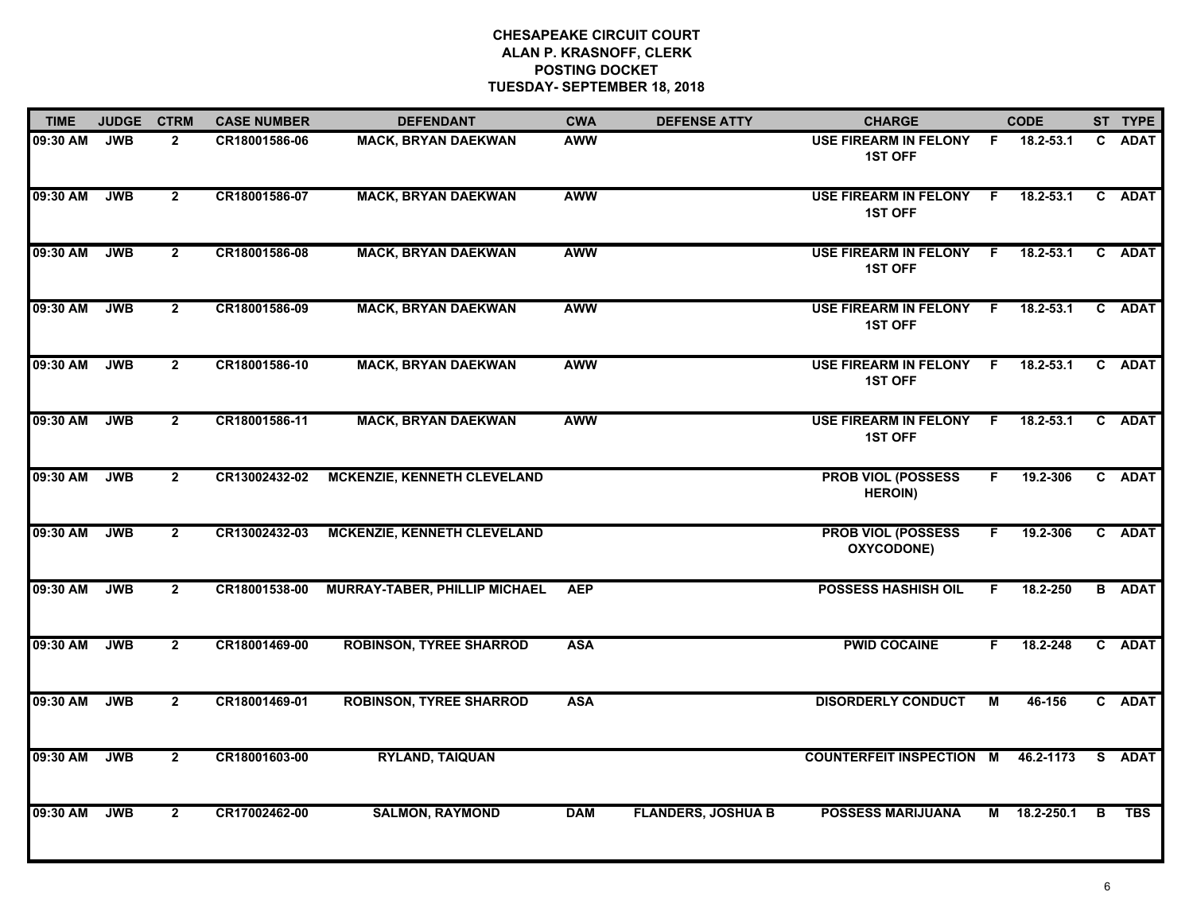# CHESAPEAKE CIRCUIT COURT
## ALAN P. KRASNOFF, CLERK
## POSTING DOCKET
## TUESDAY- SEPTEMBER 18, 2018

| TIME | JUDGE | CTRM | CASE NUMBER | DEFENDANT | CWA | DEFENSE ATTY | CHARGE | | CODE | ST | TYPE |
|---|---|---|---|---|---|---|---|---|---|---|---|
| 09:30 AM | JWB | 2 | CR18001586-06 | MACK, BRYAN DAEKWAN | AWW | | USE FIREARM IN FELONY 1ST OFF | F | 18.2-53.1 | C | ADAT |
| 09:30 AM | JWB | 2 | CR18001586-07 | MACK, BRYAN DAEKWAN | AWW | | USE FIREARM IN FELONY 1ST OFF | F | 18.2-53.1 | C | ADAT |
| 09:30 AM | JWB | 2 | CR18001586-08 | MACK, BRYAN DAEKWAN | AWW | | USE FIREARM IN FELONY 1ST OFF | F | 18.2-53.1 | C | ADAT |
| 09:30 AM | JWB | 2 | CR18001586-09 | MACK, BRYAN DAEKWAN | AWW | | USE FIREARM IN FELONY 1ST OFF | F | 18.2-53.1 | C | ADAT |
| 09:30 AM | JWB | 2 | CR18001586-10 | MACK, BRYAN DAEKWAN | AWW | | USE FIREARM IN FELONY 1ST OFF | F | 18.2-53.1 | C | ADAT |
| 09:30 AM | JWB | 2 | CR18001586-11 | MACK, BRYAN DAEKWAN | AWW | | USE FIREARM IN FELONY 1ST OFF | F | 18.2-53.1 | C | ADAT |
| 09:30 AM | JWB | 2 | CR13002432-02 | MCKENZIE, KENNETH CLEVELAND | | | PROB VIOL (POSSESS HEROIN) | F | 19.2-306 | C | ADAT |
| 09:30 AM | JWB | 2 | CR13002432-03 | MCKENZIE, KENNETH CLEVELAND | | | PROB VIOL (POSSESS OXYCODONE) | F | 19.2-306 | C | ADAT |
| 09:30 AM | JWB | 2 | CR18001538-00 | MURRAY-TABER, PHILLIP MICHAEL | AEP | | POSSESS HASHISH OIL | F | 18.2-250 | B | ADAT |
| 09:30 AM | JWB | 2 | CR18001469-00 | ROBINSON, TYREE SHARROD | ASA | | PWID COCAINE | F | 18.2-248 | C | ADAT |
| 09:30 AM | JWB | 2 | CR18001469-01 | ROBINSON, TYREE SHARROD | ASA | | DISORDERLY CONDUCT | M | 46-156 | C | ADAT |
| 09:30 AM | JWB | 2 | CR18001603-00 | RYLAND, TAIQUAN | | | COUNTERFEIT INSPECTION | M | 46.2-1173 | S | ADAT |
| 09:30 AM | JWB | 2 | CR17002462-00 | SALMON, RAYMOND | DAM | FLANDERS, JOSHUA B | POSSESS MARIJUANA | M | 18.2-250.1 | B | TBS |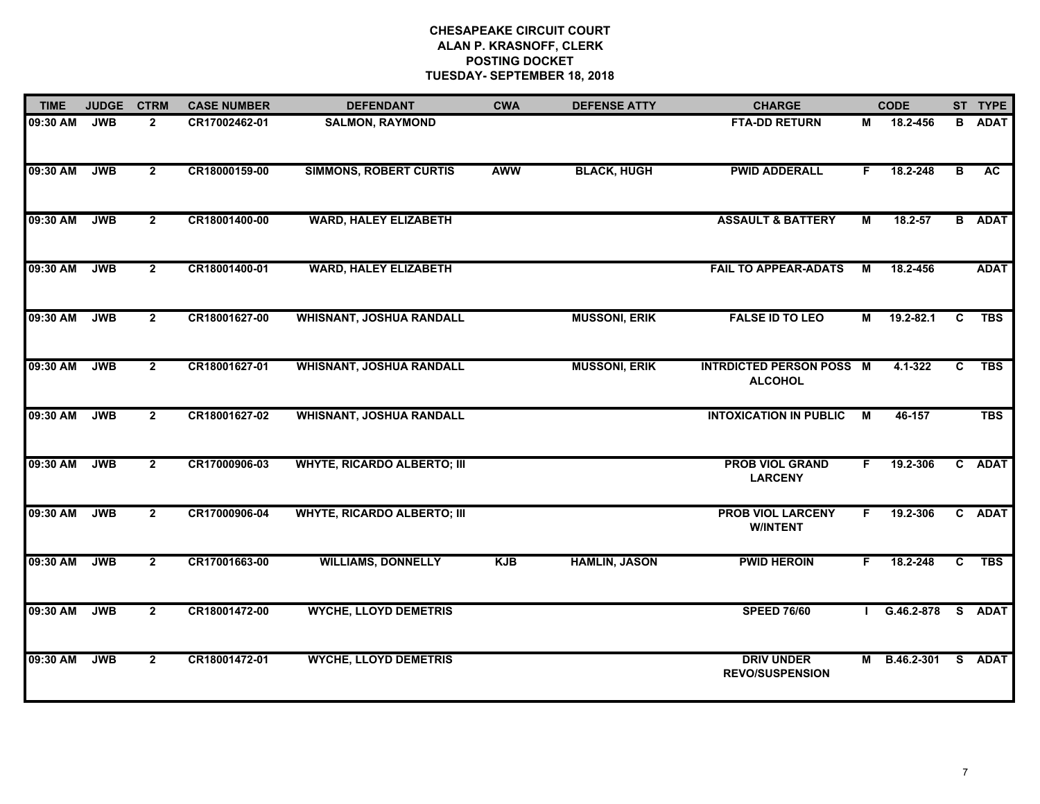# CHESAPEAKE CIRCUIT COURT
## ALAN P. KRASNOFF, CLERK
## POSTING DOCKET
## TUESDAY- SEPTEMBER 18, 2018

| TIME | JUDGE | CTRM | CASE NUMBER | DEFENDANT | CWA | DEFENSE ATTY | CHARGE | | CODE | ST | TYPE |
|---|---|---|---|---|---|---|---|---|---|---|---|
| 09:30 AM | JWB | 2 | CR17002462-01 | SALMON, RAYMOND | | | FTA-DD RETURN | M | 18.2-456 | B | ADAT |
| 09:30 AM | JWB | 2 | CR18000159-00 | SIMMONS, ROBERT CURTIS | AWW | BLACK, HUGH | PWID ADDERALL | F | 18.2-248 | B | AC |
| 09:30 AM | JWB | 2 | CR18001400-00 | WARD, HALEY ELIZABETH | | | ASSAULT & BATTERY | M | 18.2-57 | B | ADAT |
| 09:30 AM | JWB | 2 | CR18001400-01 | WARD, HALEY ELIZABETH | | | FAIL TO APPEAR-ADATS | M | 18.2-456 | | ADAT |
| 09:30 AM | JWB | 2 | CR18001627-00 | WHISNANT, JOSHUA RANDALL | | MUSSONI, ERIK | FALSE ID TO LEO | M | 19.2-82.1 | C | TBS |
| 09:30 AM | JWB | 2 | CR18001627-01 | WHISNANT, JOSHUA RANDALL | | MUSSONI, ERIK | INTRDICTED PERSON POSS ALCOHOL | M | 4.1-322 | C | TBS |
| 09:30 AM | JWB | 2 | CR18001627-02 | WHISNANT, JOSHUA RANDALL | | | INTOXICATION IN PUBLIC | M | 46-157 | | TBS |
| 09:30 AM | JWB | 2 | CR17000906-03 | WHYTE, RICARDO ALBERTO; III | | | PROB VIOL GRAND LARCENY | F | 19.2-306 | C | ADAT |
| 09:30 AM | JWB | 2 | CR17000906-04 | WHYTE, RICARDO ALBERTO; III | | | PROB VIOL LARCENY W/INTENT | F | 19.2-306 | C | ADAT |
| 09:30 AM | JWB | 2 | CR17001663-00 | WILLIAMS, DONNELLY | KJB | HAMLIN, JASON | PWID HEROIN | F | 18.2-248 | C | TBS |
| 09:30 AM | JWB | 2 | CR18001472-00 | WYCHE, LLOYD DEMETRIS | | | SPEED 76/60 | I | G.46.2-878 | S | ADAT |
| 09:30 AM | JWB | 2 | CR18001472-01 | WYCHE, LLOYD DEMETRIS | | | DRIV UNDER REVO/SUSPENSION | M | B.46.2-301 | S | ADAT |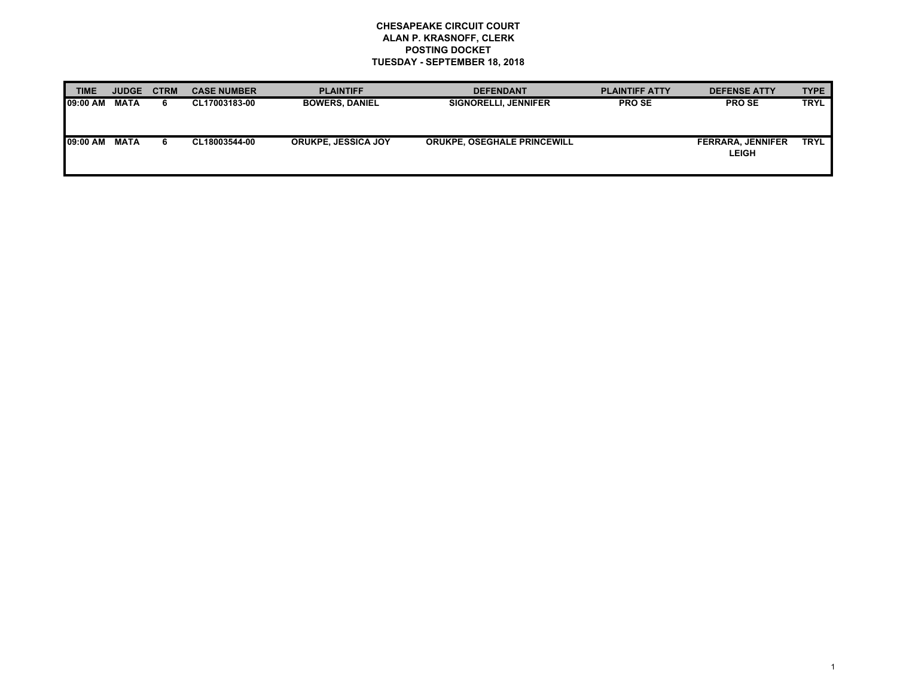**CHESAPEAKE CIRCUIT COURT**
**ALAN P. KRASNOFF, CLERK**
**POSTING DOCKET**
**TUESDAY - SEPTEMBER 18, 2018**

| TIME | JUDGE | CTRM | CASE NUMBER | PLAINTIFF | DEFENDANT | PLAINTIFF ATTY | DEFENSE ATTY | TYPE |
|---|---|---|---|---|---|---|---|---|
| 09:00 AM | MATA | 6 | CL17003183-00 | BOWERS, DANIEL | SIGNORELLI, JENNIFER | PRO SE | PRO SE | TRYL |
| 09:00 AM | MATA | 6 | CL18003544-00 | ORUKPE, JESSICA JOY | ORUKPE, OSEGHALE PRINCEWILL | | FERRARA, JENNIFER LEIGH | TRYL |